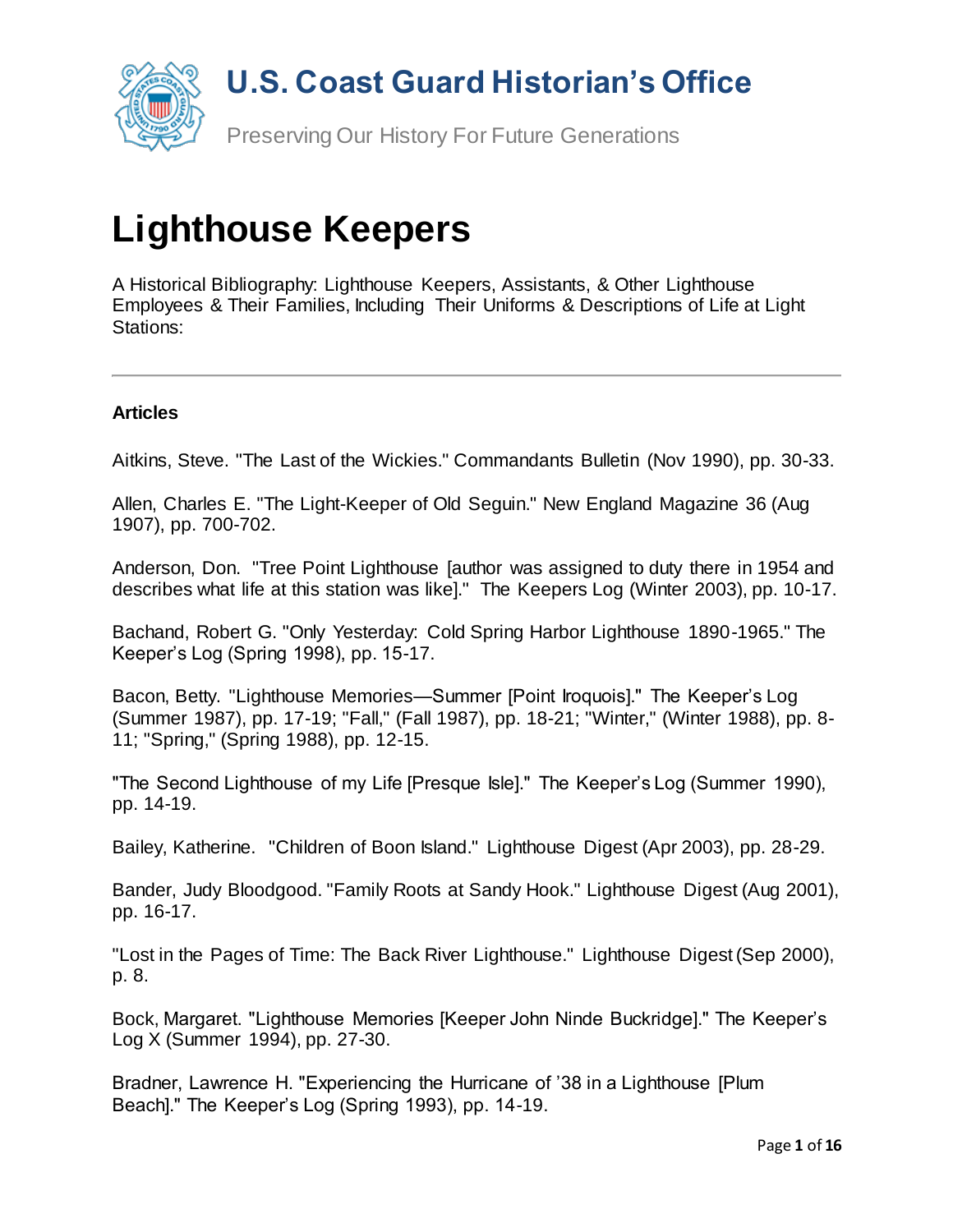# U.S. Coast Guard Historian's Office

Preserving Our History For Future Generations

# Lighthouse Keepers

A Historical Bibliography: Lighthouse Keepers, Assistants, & Other Lighthouse Employees & Their Families, Including Their Uniforms & Descriptions of Life at Light Stations:

---

### Articles

Aitkins, Steve. "The Last of the Wickies." Commandants Bulletin (Nov 1990), pp. 30-33.

Allen, Charles E. "The Light-Keeper of Old Seguin." New England Magazine 36 (Aug 1907), pp. 700-702.

Anderson, Don. "Tree Point Lighthouse [author was assigned to duty there in 1954 and describes what life at this station was like]." The Keepers Log (Winter 2003), pp. 10-17.

Bachand, Robert G. "Only Yesterday: Cold Spring Harbor Lighthouse 1890-1965." The Keeper's Log (Spring 1998), pp. 15-17.

Bacon, Betty. "Lighthouse Memories—Summer [Point Iroquois]." The Keeper's Log (Summer 1987), pp. 17-19; "Fall," (Fall 1987), pp. 18-21; "Winter," (Winter 1988), pp. 8-11; "Spring," (Spring 1988), pp. 12-15.

"The Second Lighthouse of my Life [Presque Isle]." The Keeper's Log (Summer 1990), pp. 14-19.

Bailey, Katherine. "Children of Boon Island." Lighthouse Digest (Apr 2003), pp. 28-29.

Bander, Judy Bloodgood. "Family Roots at Sandy Hook." Lighthouse Digest (Aug 2001), pp. 16-17.

"Lost in the Pages of Time: The Back River Lighthouse." Lighthouse Digest (Sep 2000), p. 8.

Bock, Margaret. "Lighthouse Memories [Keeper John Ninde Buckridge]." The Keeper's Log X (Summer 1994), pp. 27-30.

Bradner, Lawrence H. "Experiencing the Hurricane of '38 in a Lighthouse [Plum Beach]." The Keeper's Log (Spring 1993), pp. 14-19.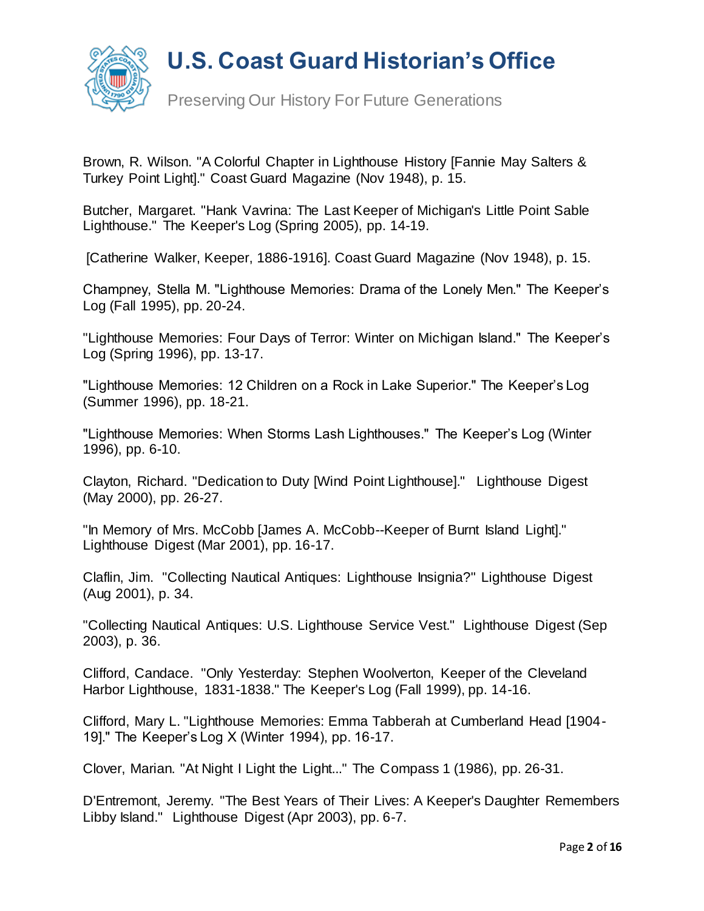Brown, R. Wilson. "A Colorful Chapter in Lighthouse History [Fannie May Salters & Turkey Point Light]." Coast Guard Magazine (Nov 1948), p. 15.

Butcher, Margaret. "Hank Vavrina: The Last Keeper of Michigan's Little Point Sable Lighthouse." The Keeper's Log (Spring 2005), pp. 14-19.

[Catherine Walker, Keeper, 1886-1916]. Coast Guard Magazine (Nov 1948), p. 15.

Champney, Stella M. "Lighthouse Memories: Drama of the Lonely Men." The Keeper's Log (Fall 1995), pp. 20-24.

"Lighthouse Memories: Four Days of Terror: Winter on Michigan Island." The Keeper's Log (Spring 1996), pp. 13-17.

"Lighthouse Memories: 12 Children on a Rock in Lake Superior." The Keeper's Log (Summer 1996), pp. 18-21.

"Lighthouse Memories: When Storms Lash Lighthouses." The Keeper's Log (Winter 1996), pp. 6-10.

Clayton, Richard. "Dedication to Duty [Wind Point Lighthouse]." Lighthouse Digest (May 2000), pp. 26-27.

"In Memory of Mrs. McCobb [James A. McCobb--Keeper of Burnt Island Light]." Lighthouse Digest (Mar 2001), pp. 16-17.

Claflin, Jim. "Collecting Nautical Antiques: Lighthouse Insignia?" Lighthouse Digest (Aug 2001), p. 34.

"Collecting Nautical Antiques: U.S. Lighthouse Service Vest." Lighthouse Digest (Sep 2003), p. 36.

Clifford, Candace. "Only Yesterday: Stephen Woolverton, Keeper of the Cleveland Harbor Lighthouse, 1831-1838." The Keeper's Log (Fall 1999), pp. 14-16.

Clifford, Mary L. "Lighthouse Memories: Emma Tabberah at Cumberland Head [1904-19]." The Keeper's Log X (Winter 1994), pp. 16-17.

Clover, Marian. "At Night I Light the Light..." The Compass 1 (1986), pp. 26-31.

D'Entremont, Jeremy. "The Best Years of Their Lives: A Keeper's Daughter Remembers Libby Island." Lighthouse Digest (Apr 2003), pp. 6-7.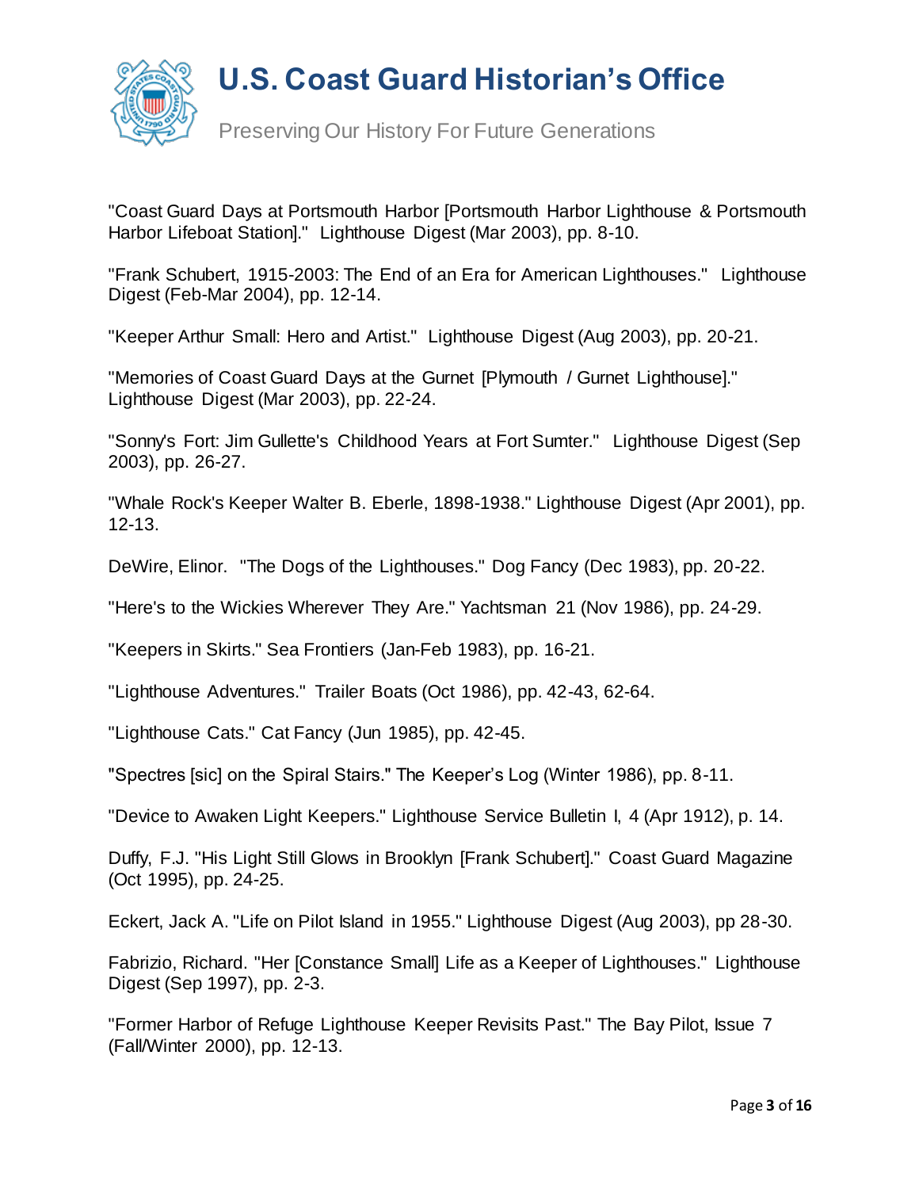"Coast Guard Days at Portsmouth Harbor [Portsmouth Harbor Lighthouse & Portsmouth Harbor Lifeboat Station]." Lighthouse Digest (Mar 2003), pp. 8-10.

"Frank Schubert, 1915-2003: The End of an Era for American Lighthouses." Lighthouse Digest (Feb-Mar 2004), pp. 12-14.

"Keeper Arthur Small: Hero and Artist." Lighthouse Digest (Aug 2003), pp. 20-21.

"Memories of Coast Guard Days at the Gurnet [Plymouth / Gurnet Lighthouse]." Lighthouse Digest (Mar 2003), pp. 22-24.

"Sonny's Fort: Jim Gullette's Childhood Years at Fort Sumter." Lighthouse Digest (Sep 2003), pp. 26-27.

"Whale Rock's Keeper Walter B. Eberle, 1898-1938." Lighthouse Digest (Apr 2001), pp. 12-13.

DeWire, Elinor. "The Dogs of the Lighthouses." Dog Fancy (Dec 1983), pp. 20-22.

"Here's to the Wickies Wherever They Are." Yachtsman 21 (Nov 1986), pp. 24-29.

"Keepers in Skirts." Sea Frontiers (Jan-Feb 1983), pp. 16-21.

"Lighthouse Adventures." Trailer Boats (Oct 1986), pp. 42-43, 62-64.

"Lighthouse Cats." Cat Fancy (Jun 1985), pp. 42-45.

"Spectres [sic] on the Spiral Stairs." The Keeper's Log (Winter 1986), pp. 8-11.

"Device to Awaken Light Keepers." Lighthouse Service Bulletin I, 4 (Apr 1912), p. 14.

Duffy, F.J. "His Light Still Glows in Brooklyn [Frank Schubert]." Coast Guard Magazine (Oct 1995), pp. 24-25.

Eckert, Jack A. "Life on Pilot Island in 1955." Lighthouse Digest (Aug 2003), pp 28-30.

Fabrizio, Richard. "Her [Constance Small] Life as a Keeper of Lighthouses." Lighthouse Digest (Sep 1997), pp. 2-3.

"Former Harbor of Refuge Lighthouse Keeper Revisits Past." The Bay Pilot, Issue 7 (Fall/Winter 2000), pp. 12-13.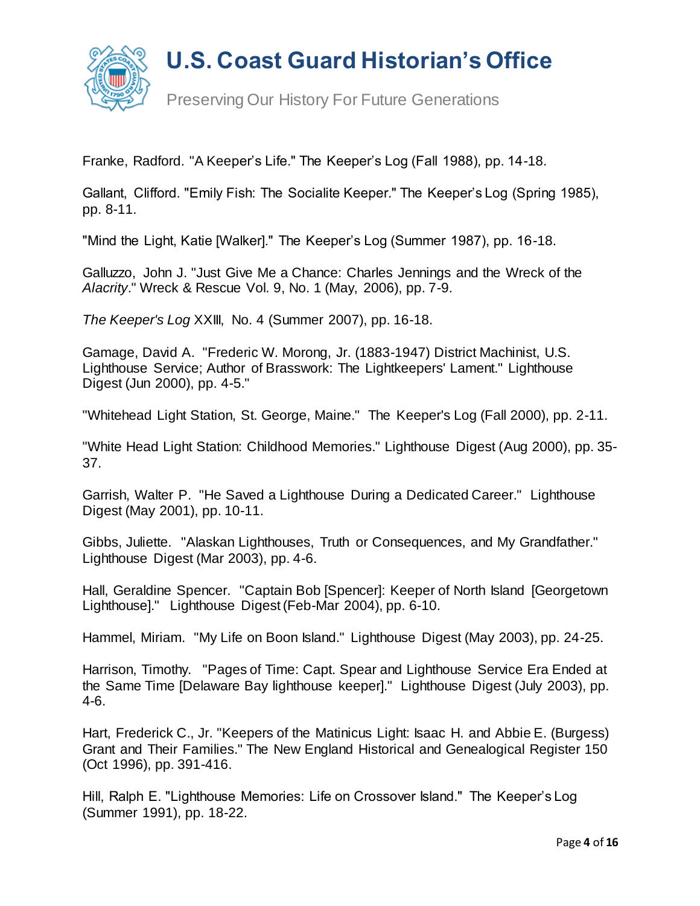Franke, Radford. "A Keeper's Life." The Keeper's Log (Fall 1988), pp. 14-18.

Gallant, Clifford. "Emily Fish: The Socialite Keeper." The Keeper's Log (Spring 1985), pp. 8-11.

"Mind the Light, Katie [Walker]." The Keeper's Log (Summer 1987), pp. 16-18.

Galluzzo, John J. "Just Give Me a Chance: Charles Jennings and the Wreck of the *Alacrity*." Wreck & Rescue Vol. 9, No. 1 (May, 2006), pp. 7-9.

*The Keeper's Log* XXIII, No. 4 (Summer 2007), pp. 16-18.

Gamage, David A. "Frederic W. Morong, Jr. (1883-1947) District Machinist, U.S. Lighthouse Service; Author of Brasswork: The Lightkeepers' Lament." Lighthouse Digest (Jun 2000), pp. 4-5."

"Whitehead Light Station, St. George, Maine." The Keeper's Log (Fall 2000), pp. 2-11.

"White Head Light Station: Childhood Memories." Lighthouse Digest (Aug 2000), pp. 35-37.

Garrish, Walter P. "He Saved a Lighthouse During a Dedicated Career." Lighthouse Digest (May 2001), pp. 10-11.

Gibbs, Juliette. "Alaskan Lighthouses, Truth or Consequences, and My Grandfather." Lighthouse Digest (Mar 2003), pp. 4-6.

Hall, Geraldine Spencer. "Captain Bob [Spencer]: Keeper of North Island [Georgetown Lighthouse]." Lighthouse Digest (Feb-Mar 2004), pp. 6-10.

Hammel, Miriam. "My Life on Boon Island." Lighthouse Digest (May 2003), pp. 24-25.

Harrison, Timothy. "Pages of Time: Capt. Spear and Lighthouse Service Era Ended at the Same Time [Delaware Bay lighthouse keeper]." Lighthouse Digest (July 2003), pp. 4-6.

Hart, Frederick C., Jr. "Keepers of the Matinicus Light: Isaac H. and Abbie E. (Burgess) Grant and Their Families." The New England Historical and Genealogical Register 150 (Oct 1996), pp. 391-416.

Hill, Ralph E. "Lighthouse Memories: Life on Crossover Island." The Keeper's Log (Summer 1991), pp. 18-22.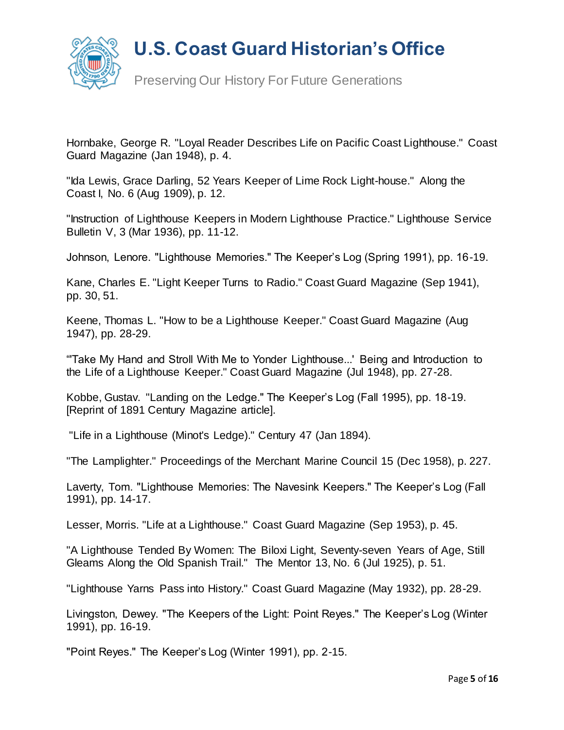Hornbake, George R. "Loyal Reader Describes Life on Pacific Coast Lighthouse." Coast Guard Magazine (Jan 1948), p. 4.

"Ida Lewis, Grace Darling, 52 Years Keeper of Lime Rock Light-house." Along the Coast I, No. 6 (Aug 1909), p. 12.

"Instruction of Lighthouse Keepers in Modern Lighthouse Practice." Lighthouse Service Bulletin V, 3 (Mar 1936), pp. 11-12.

Johnson, Lenore. "Lighthouse Memories." The Keeper's Log (Spring 1991), pp. 16-19.

Kane, Charles E. "Light Keeper Turns to Radio." Coast Guard Magazine (Sep 1941), pp. 30, 51.

Keene, Thomas L. "How to be a Lighthouse Keeper." Coast Guard Magazine (Aug 1947), pp. 28-29.

"'Take My Hand and Stroll With Me to Yonder Lighthouse...' Being and Introduction to the Life of a Lighthouse Keeper." Coast Guard Magazine (Jul 1948), pp. 27-28.

Kobbe, Gustav. "Landing on the Ledge." The Keeper's Log (Fall 1995), pp. 18-19. [Reprint of 1891 Century Magazine article].

"Life in a Lighthouse (Minot's Ledge)." Century 47 (Jan 1894).

"The Lamplighter." Proceedings of the Merchant Marine Council 15 (Dec 1958), p. 227.

Laverty, Tom. "Lighthouse Memories: The Navesink Keepers." The Keeper's Log (Fall 1991), pp. 14-17.

Lesser, Morris. "Life at a Lighthouse." Coast Guard Magazine (Sep 1953), p. 45.

"A Lighthouse Tended By Women: The Biloxi Light, Seventy-seven Years of Age, Still Gleams Along the Old Spanish Trail." The Mentor 13, No. 6 (Jul 1925), p. 51.

"Lighthouse Yarns Pass into History." Coast Guard Magazine (May 1932), pp. 28-29.

Livingston, Dewey. "The Keepers of the Light: Point Reyes." The Keeper's Log (Winter 1991), pp. 16-19.

"Point Reyes." The Keeper's Log (Winter 1991), pp. 2-15.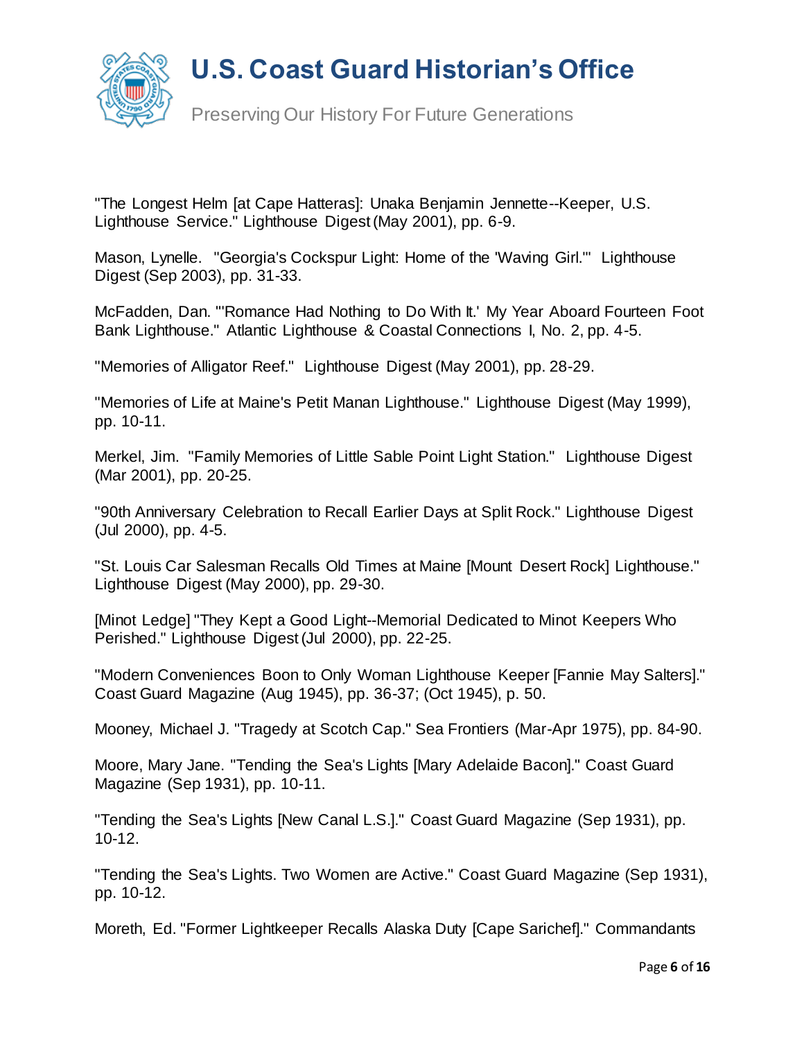"The Longest Helm [at Cape Hatteras]: Unaka Benjamin Jennette--Keeper, U.S. Lighthouse Service." Lighthouse Digest (May 2001), pp. 6-9.

Mason, Lynelle. "Georgia's Cockspur Light: Home of the 'Waving Girl.'" Lighthouse Digest (Sep 2003), pp. 31-33.

McFadden, Dan. "'Romance Had Nothing to Do With It.' My Year Aboard Fourteen Foot Bank Lighthouse." Atlantic Lighthouse & Coastal Connections I, No. 2, pp. 4-5.

"Memories of Alligator Reef." Lighthouse Digest (May 2001), pp. 28-29.

"Memories of Life at Maine's Petit Manan Lighthouse." Lighthouse Digest (May 1999), pp. 10-11.

Merkel, Jim. "Family Memories of Little Sable Point Light Station." Lighthouse Digest (Mar 2001), pp. 20-25.

"90th Anniversary Celebration to Recall Earlier Days at Split Rock." Lighthouse Digest (Jul 2000), pp. 4-5.

"St. Louis Car Salesman Recalls Old Times at Maine [Mount Desert Rock] Lighthouse." Lighthouse Digest (May 2000), pp. 29-30.

[Minot Ledge] "They Kept a Good Light--Memorial Dedicated to Minot Keepers Who Perished." Lighthouse Digest (Jul 2000), pp. 22-25.

"Modern Conveniences Boon to Only Woman Lighthouse Keeper [Fannie May Salters]." Coast Guard Magazine (Aug 1945), pp. 36-37; (Oct 1945), p. 50.

Mooney, Michael J. "Tragedy at Scotch Cap." Sea Frontiers (Mar-Apr 1975), pp. 84-90.

Moore, Mary Jane. "Tending the Sea's Lights [Mary Adelaide Bacon]." Coast Guard Magazine (Sep 1931), pp. 10-11.

"Tending the Sea's Lights [New Canal L.S.]." Coast Guard Magazine (Sep 1931), pp. 10-12.

"Tending the Sea's Lights. Two Women are Active." Coast Guard Magazine (Sep 1931), pp. 10-12.

Moreth, Ed. "Former Lightkeeper Recalls Alaska Duty [Cape Sarichef]." Commandants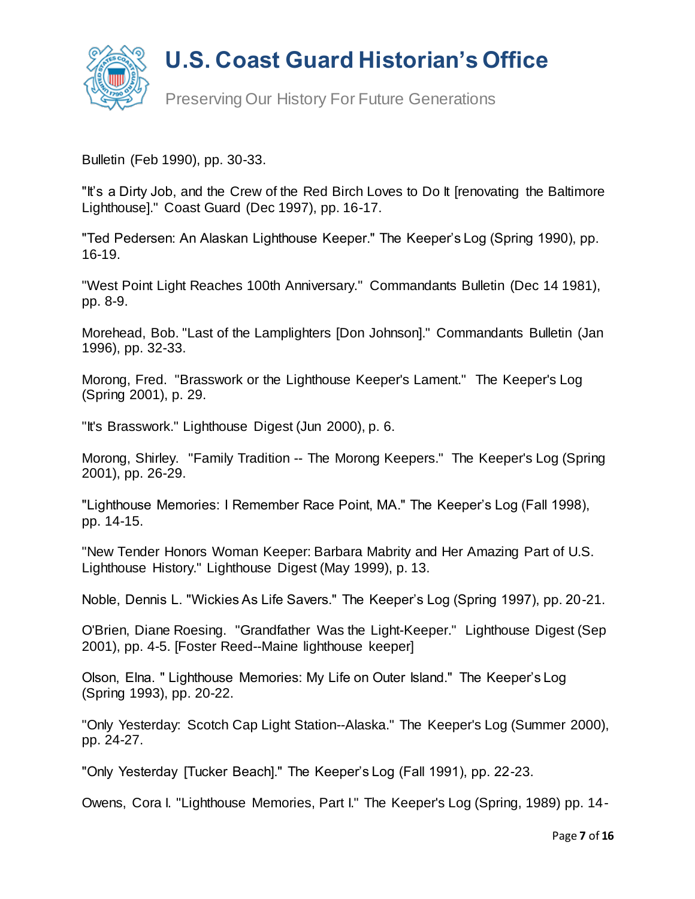Bulletin (Feb 1990), pp. 30-33.

"It's a Dirty Job, and the Crew of the Red Birch Loves to Do It [renovating the Baltimore Lighthouse]." Coast Guard (Dec 1997), pp. 16-17.

"Ted Pedersen: An Alaskan Lighthouse Keeper." The Keeper's Log (Spring 1990), pp. 16-19.

"West Point Light Reaches 100th Anniversary." Commandants Bulletin (Dec 14 1981), pp. 8-9.

Morehead, Bob. "Last of the Lamplighters [Don Johnson]." Commandants Bulletin (Jan 1996), pp. 32-33.

Morong, Fred. "Brasswork or the Lighthouse Keeper's Lament." The Keeper's Log (Spring 2001), p. 29.

"It's Brasswork." Lighthouse Digest (Jun 2000), p. 6.

Morong, Shirley. "Family Tradition -- The Morong Keepers." The Keeper's Log (Spring 2001), pp. 26-29.

"Lighthouse Memories: I Remember Race Point, MA." The Keeper's Log (Fall 1998), pp. 14-15.

"New Tender Honors Woman Keeper: Barbara Mabrity and Her Amazing Part of U.S. Lighthouse History." Lighthouse Digest (May 1999), p. 13.

Noble, Dennis L. "Wickies As Life Savers." The Keeper's Log (Spring 1997), pp. 20-21.

O'Brien, Diane Roesing. "Grandfather Was the Light-Keeper." Lighthouse Digest (Sep 2001), pp. 4-5. [Foster Reed--Maine lighthouse keeper]

Olson, Elna. " Lighthouse Memories: My Life on Outer Island." The Keeper's Log (Spring 1993), pp. 20-22.

"Only Yesterday: Scotch Cap Light Station--Alaska." The Keeper's Log (Summer 2000), pp. 24-27.

"Only Yesterday [Tucker Beach]." The Keeper's Log (Fall 1991), pp. 22-23.

Owens, Cora I. "Lighthouse Memories, Part I." The Keeper's Log (Spring, 1989) pp. 14-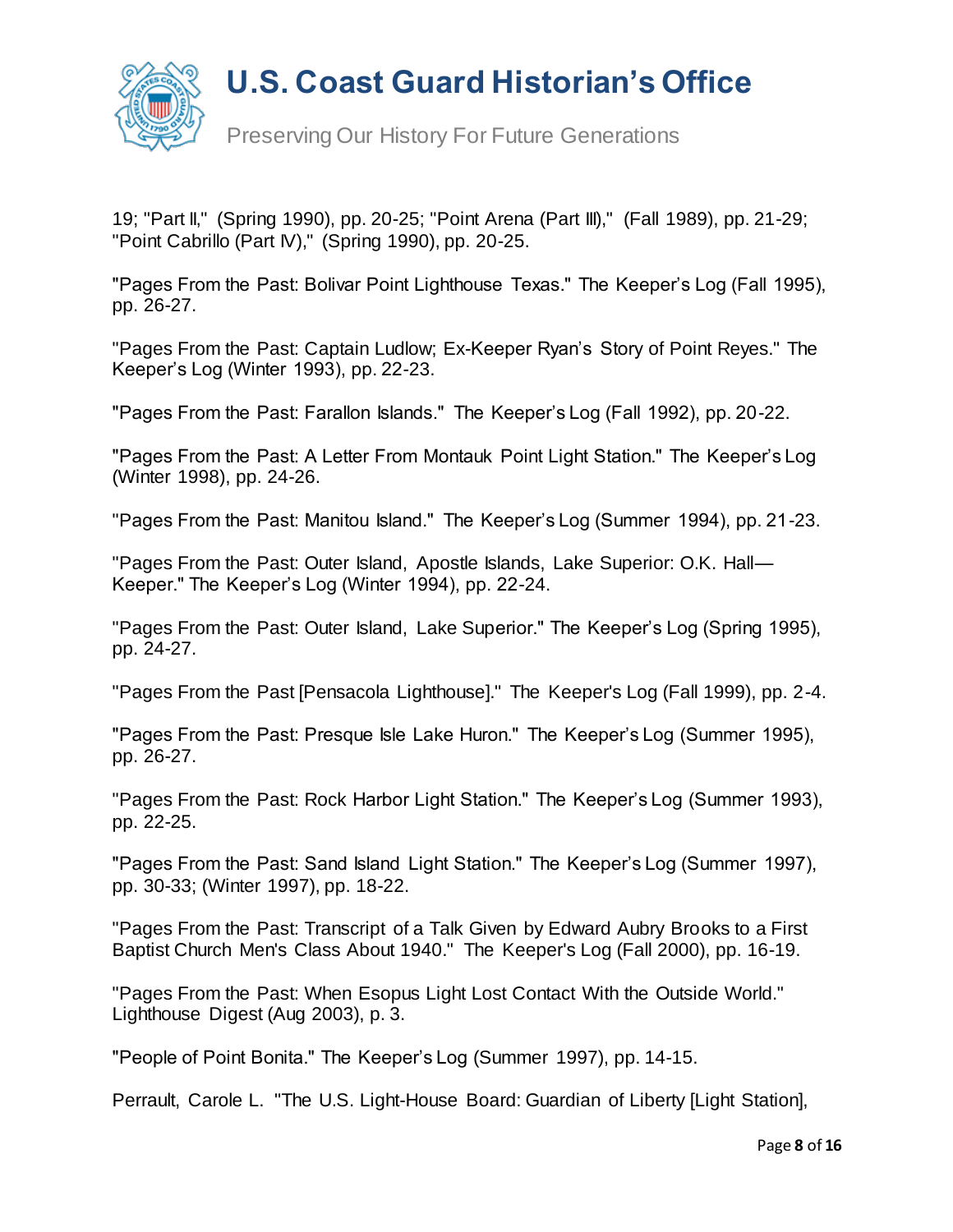19; "Part II," (Spring 1990), pp. 20-25; "Point Arena (Part III)," (Fall 1989), pp. 21-29; "Point Cabrillo (Part IV)," (Spring 1990), pp. 20-25.

"Pages From the Past: Bolivar Point Lighthouse Texas." The Keeper's Log (Fall 1995), pp. 26-27.

"Pages From the Past: Captain Ludlow; Ex-Keeper Ryan's Story of Point Reyes." The Keeper's Log (Winter 1993), pp. 22-23.

"Pages From the Past: Farallon Islands." The Keeper's Log (Fall 1992), pp. 20-22.

"Pages From the Past: A Letter From Montauk Point Light Station." The Keeper's Log (Winter 1998), pp. 24-26.

"Pages From the Past: Manitou Island." The Keeper's Log (Summer 1994), pp. 21-23.

"Pages From the Past: Outer Island, Apostle Islands, Lake Superior: O.K. Hall—Keeper." The Keeper's Log (Winter 1994), pp. 22-24.

"Pages From the Past: Outer Island, Lake Superior." The Keeper's Log (Spring 1995), pp. 24-27.

"Pages From the Past [Pensacola Lighthouse]." The Keeper's Log (Fall 1999), pp. 2-4.

"Pages From the Past: Presque Isle Lake Huron." The Keeper's Log (Summer 1995), pp. 26-27.

"Pages From the Past: Rock Harbor Light Station." The Keeper's Log (Summer 1993), pp. 22-25.

"Pages From the Past: Sand Island Light Station." The Keeper's Log (Summer 1997), pp. 30-33; (Winter 1997), pp. 18-22.

"Pages From the Past: Transcript of a Talk Given by Edward Aubry Brooks to a First Baptist Church Men's Class About 1940." The Keeper's Log (Fall 2000), pp. 16-19.

"Pages From the Past: When Esopus Light Lost Contact With the Outside World." Lighthouse Digest (Aug 2003), p. 3.

"People of Point Bonita." The Keeper's Log (Summer 1997), pp. 14-15.

Perrault, Carole L. "The U.S. Light-House Board: Guardian of Liberty [Light Station],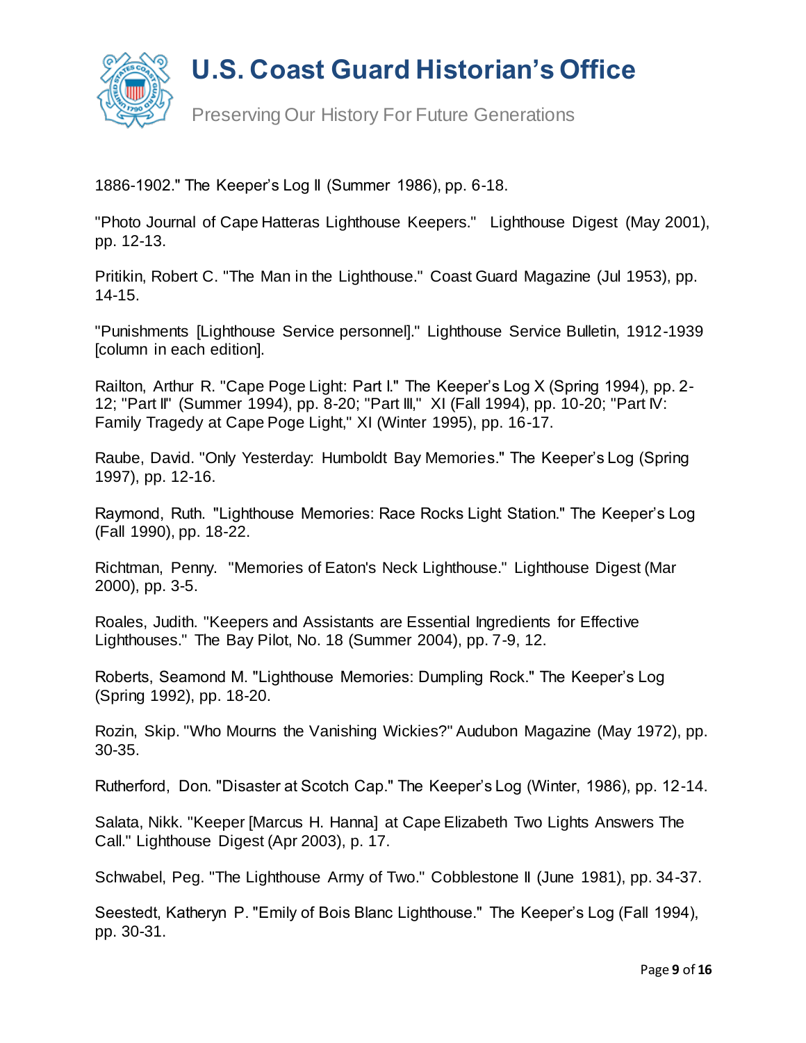1886-1902." The Keeper's Log II (Summer 1986), pp. 6-18.

"Photo Journal of Cape Hatteras Lighthouse Keepers." Lighthouse Digest (May 2001), pp. 12-13.

Pritikin, Robert C. "The Man in the Lighthouse." Coast Guard Magazine (Jul 1953), pp. 14-15.

"Punishments [Lighthouse Service personnel]." Lighthouse Service Bulletin, 1912-1939 [column in each edition].

Railton, Arthur R. "Cape Poge Light: Part I." The Keeper's Log X (Spring 1994), pp. 2-12; "Part II" (Summer 1994), pp. 8-20; "Part III," XI (Fall 1994), pp. 10-20; "Part IV: Family Tragedy at Cape Poge Light," XI (Winter 1995), pp. 16-17.

Raube, David. "Only Yesterday: Humboldt Bay Memories." The Keeper's Log (Spring 1997), pp. 12-16.

Raymond, Ruth. "Lighthouse Memories: Race Rocks Light Station." The Keeper's Log (Fall 1990), pp. 18-22.

Richtman, Penny. "Memories of Eaton's Neck Lighthouse." Lighthouse Digest (Mar 2000), pp. 3-5.

Roales, Judith. "Keepers and Assistants are Essential Ingredients for Effective Lighthouses." The Bay Pilot, No. 18 (Summer 2004), pp. 7-9, 12.

Roberts, Seamond M. "Lighthouse Memories: Dumpling Rock." The Keeper's Log (Spring 1992), pp. 18-20.

Rozin, Skip. "Who Mourns the Vanishing Wickies?" Audubon Magazine (May 1972), pp. 30-35.

Rutherford, Don. "Disaster at Scotch Cap." The Keeper's Log (Winter, 1986), pp. 12-14.

Salata, Nikk. "Keeper [Marcus H. Hanna] at Cape Elizabeth Two Lights Answers The Call." Lighthouse Digest (Apr 2003), p. 17.

Schwabel, Peg. "The Lighthouse Army of Two." Cobblestone II (June 1981), pp. 34-37.

Seestedt, Katheryn P. "Emily of Bois Blanc Lighthouse." The Keeper's Log (Fall 1994), pp. 30-31.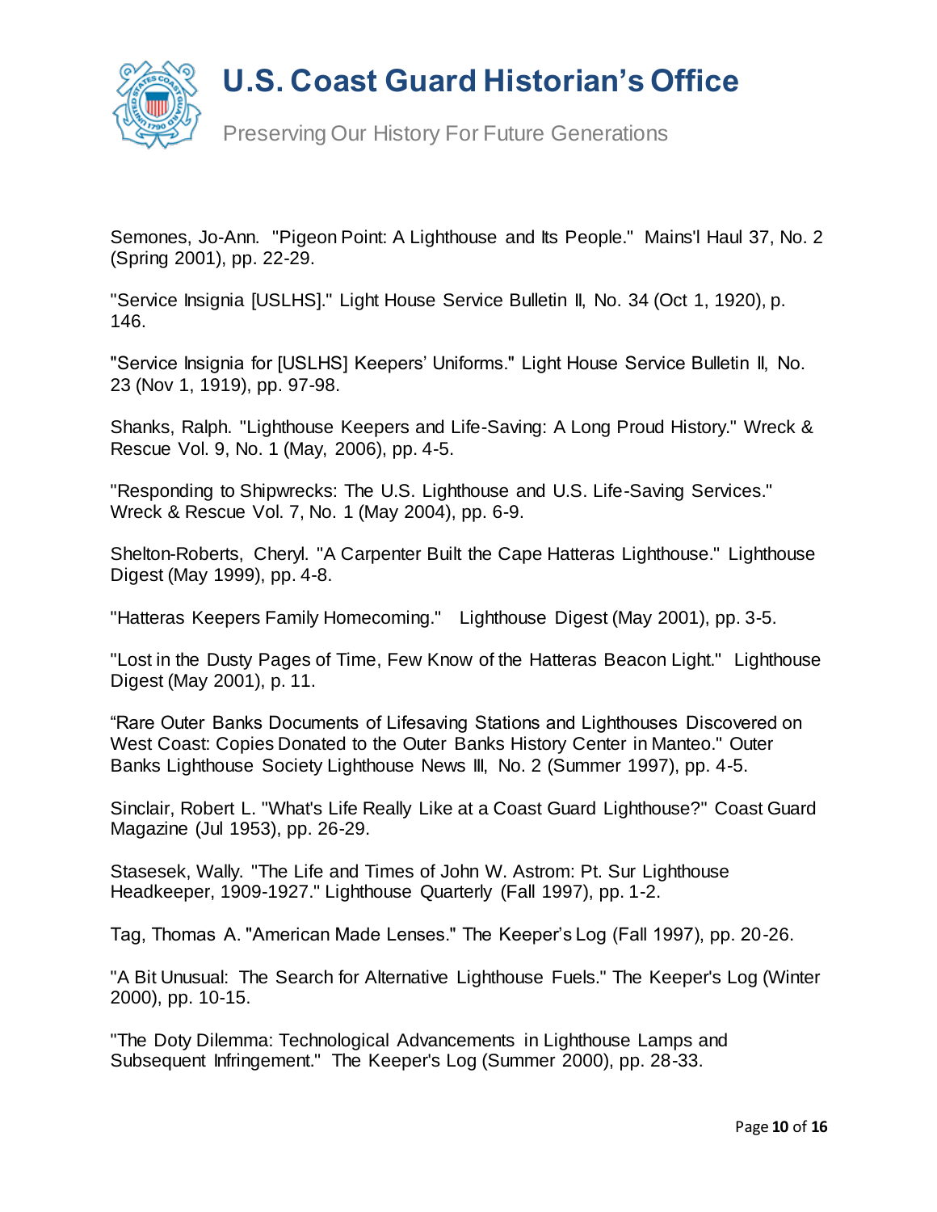Semones, Jo-Ann. "Pigeon Point: A Lighthouse and Its People." Mains'l Haul 37, No. 2 (Spring 2001), pp. 22-29.

"Service Insignia [USLHS]." Light House Service Bulletin II, No. 34 (Oct 1, 1920), p. 146.

"Service Insignia for [USLHS] Keepers' Uniforms." Light House Service Bulletin II, No. 23 (Nov 1, 1919), pp. 97-98.

Shanks, Ralph. "Lighthouse Keepers and Life-Saving: A Long Proud History." Wreck & Rescue Vol. 9, No. 1 (May, 2006), pp. 4-5.

"Responding to Shipwrecks: The U.S. Lighthouse and U.S. Life-Saving Services." Wreck & Rescue Vol. 7, No. 1 (May 2004), pp. 6-9.

Shelton-Roberts, Cheryl. "A Carpenter Built the Cape Hatteras Lighthouse." Lighthouse Digest (May 1999), pp. 4-8.

"Hatteras Keepers Family Homecoming." Lighthouse Digest (May 2001), pp. 3-5.

"Lost in the Dusty Pages of Time, Few Know of the Hatteras Beacon Light." Lighthouse Digest (May 2001), p. 11.

"Rare Outer Banks Documents of Lifesaving Stations and Lighthouses Discovered on West Coast: Copies Donated to the Outer Banks History Center in Manteo." Outer Banks Lighthouse Society Lighthouse News III, No. 2 (Summer 1997), pp. 4-5.

Sinclair, Robert L. "What's Life Really Like at a Coast Guard Lighthouse?" Coast Guard Magazine (Jul 1953), pp. 26-29.

Stasesek, Wally. "The Life and Times of John W. Astrom: Pt. Sur Lighthouse Headkeeper, 1909-1927." Lighthouse Quarterly (Fall 1997), pp. 1-2.

Tag, Thomas A. "American Made Lenses." The Keeper's Log (Fall 1997), pp. 20-26.

"A Bit Unusual: The Search for Alternative Lighthouse Fuels." The Keeper's Log (Winter 2000), pp. 10-15.

"The Doty Dilemma: Technological Advancements in Lighthouse Lamps and Subsequent Infringement." The Keeper's Log (Summer 2000), pp. 28-33.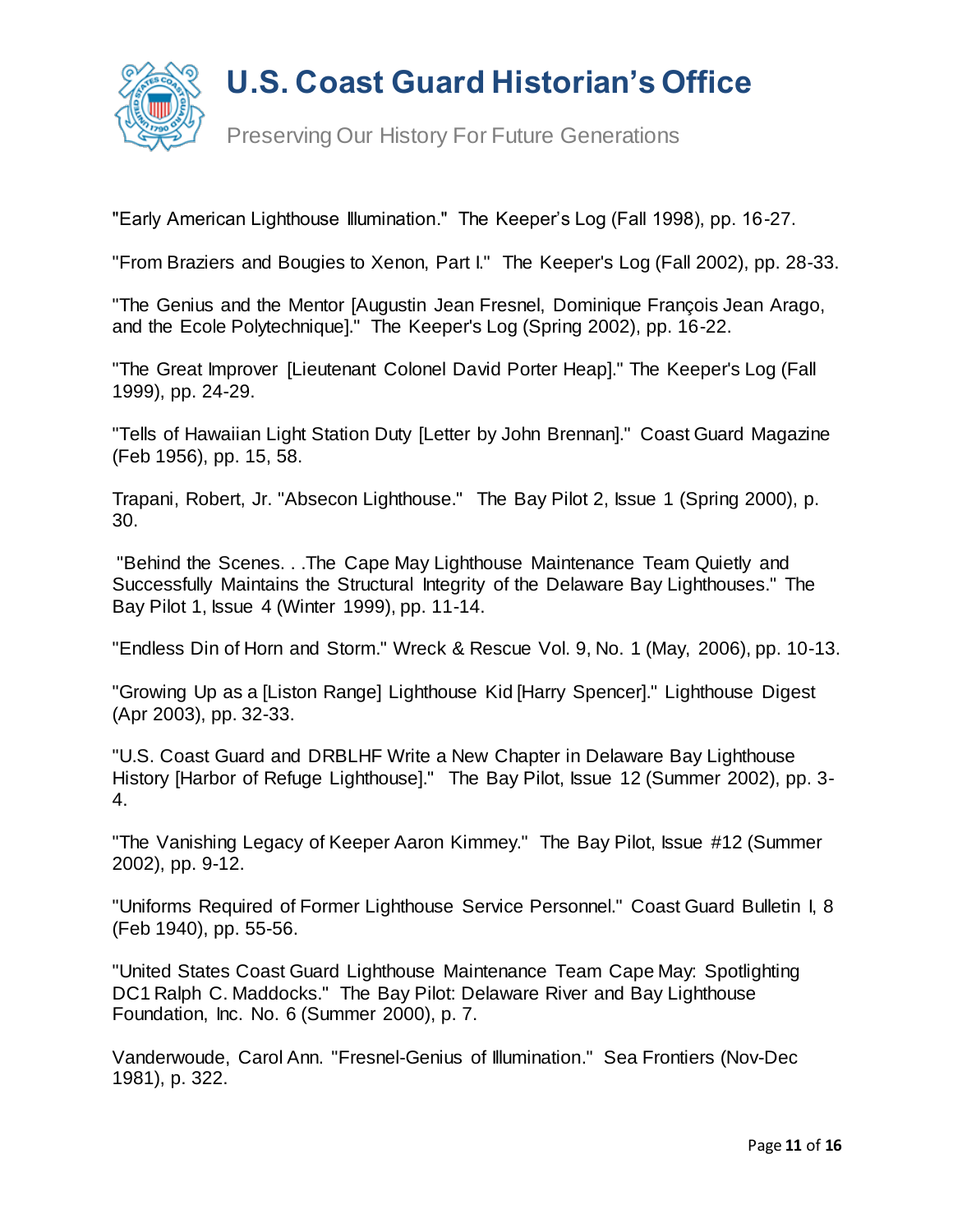"Early American Lighthouse Illumination." The Keeper's Log (Fall 1998), pp. 16-27.

"From Braziers and Bougies to Xenon, Part I." The Keeper's Log (Fall 2002), pp. 28-33.

"The Genius and the Mentor [Augustin Jean Fresnel, Dominique François Jean Arago, and the Ecole Polytechnique]." The Keeper's Log (Spring 2002), pp. 16-22.

"The Great Improver [Lieutenant Colonel David Porter Heap]." The Keeper's Log (Fall 1999), pp. 24-29.

"Tells of Hawaiian Light Station Duty [Letter by John Brennan]." Coast Guard Magazine (Feb 1956), pp. 15, 58.

Trapani, Robert, Jr. "Absecon Lighthouse." The Bay Pilot 2, Issue 1 (Spring 2000), p. 30.

"Behind the Scenes. . .The Cape May Lighthouse Maintenance Team Quietly and Successfully Maintains the Structural Integrity of the Delaware Bay Lighthouses." The Bay Pilot 1, Issue 4 (Winter 1999), pp. 11-14.

"Endless Din of Horn and Storm." Wreck & Rescue Vol. 9, No. 1 (May, 2006), pp. 10-13.

"Growing Up as a [Liston Range] Lighthouse Kid [Harry Spencer]." Lighthouse Digest (Apr 2003), pp. 32-33.

"U.S. Coast Guard and DRBLHF Write a New Chapter in Delaware Bay Lighthouse History [Harbor of Refuge Lighthouse]." The Bay Pilot, Issue 12 (Summer 2002), pp. 3-4.

"The Vanishing Legacy of Keeper Aaron Kimmey." The Bay Pilot, Issue #12 (Summer 2002), pp. 9-12.

"Uniforms Required of Former Lighthouse Service Personnel." Coast Guard Bulletin I, 8 (Feb 1940), pp. 55-56.

"United States Coast Guard Lighthouse Maintenance Team Cape May: Spotlighting DC1 Ralph C. Maddocks." The Bay Pilot: Delaware River and Bay Lighthouse Foundation, Inc. No. 6 (Summer 2000), p. 7.

Vanderwoude, Carol Ann. "Fresnel-Genius of Illumination." Sea Frontiers (Nov-Dec 1981), p. 322.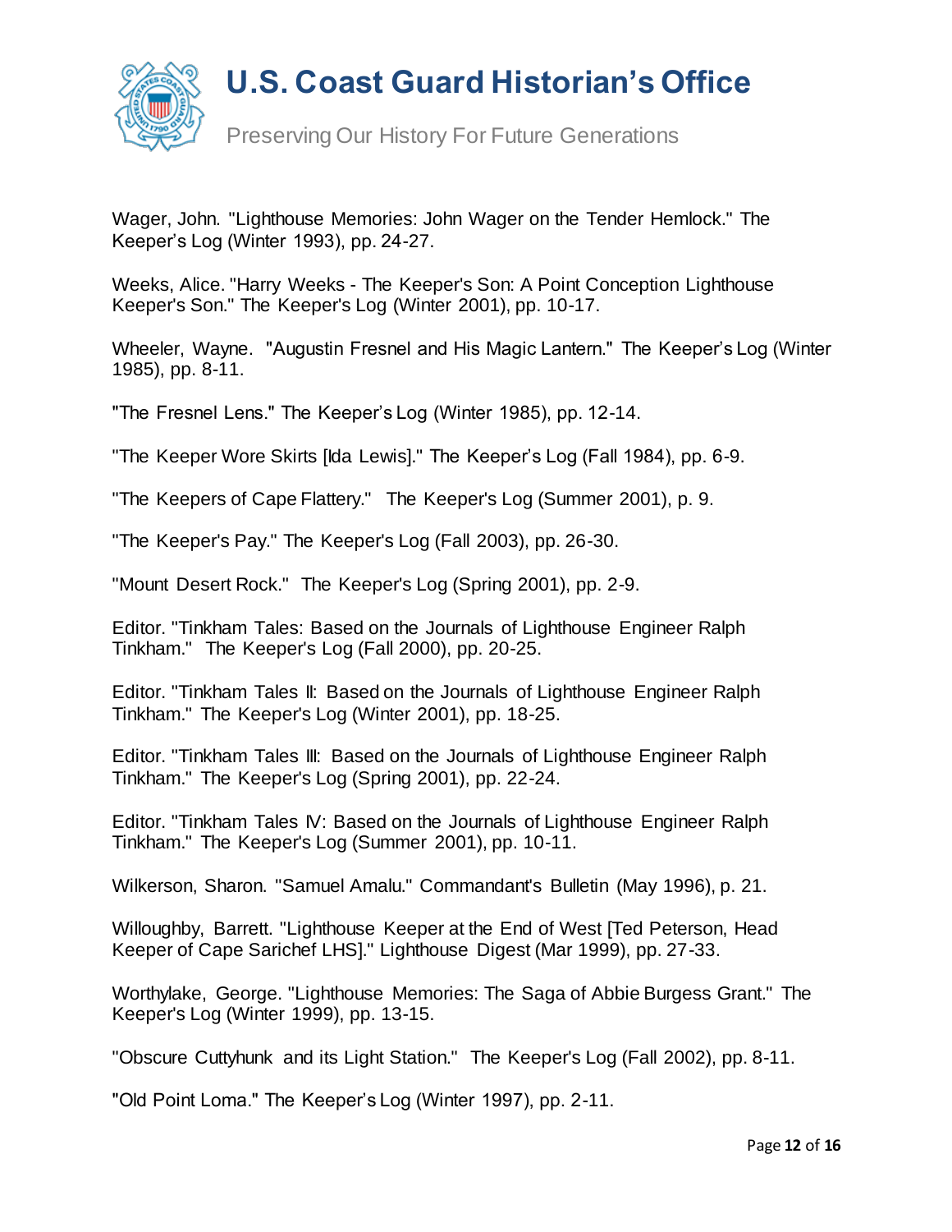Wager, John. "Lighthouse Memories: John Wager on the Tender Hemlock." The Keeper's Log (Winter 1993), pp. 24-27.

Weeks, Alice. "Harry Weeks - The Keeper's Son: A Point Conception Lighthouse Keeper's Son." The Keeper's Log (Winter 2001), pp. 10-17.

Wheeler, Wayne. "Augustin Fresnel and His Magic Lantern." The Keeper's Log (Winter 1985), pp. 8-11.

"The Fresnel Lens." The Keeper's Log (Winter 1985), pp. 12-14.

"The Keeper Wore Skirts [Ida Lewis]." The Keeper's Log (Fall 1984), pp. 6-9.

"The Keepers of Cape Flattery." The Keeper's Log (Summer 2001), p. 9.

"The Keeper's Pay." The Keeper's Log (Fall 2003), pp. 26-30.

"Mount Desert Rock." The Keeper's Log (Spring 2001), pp. 2-9.

Editor. "Tinkham Tales: Based on the Journals of Lighthouse Engineer Ralph Tinkham." The Keeper's Log (Fall 2000), pp. 20-25.

Editor. "Tinkham Tales II: Based on the Journals of Lighthouse Engineer Ralph Tinkham." The Keeper's Log (Winter 2001), pp. 18-25.

Editor. "Tinkham Tales III: Based on the Journals of Lighthouse Engineer Ralph Tinkham." The Keeper's Log (Spring 2001), pp. 22-24.

Editor. "Tinkham Tales IV: Based on the Journals of Lighthouse Engineer Ralph Tinkham." The Keeper's Log (Summer 2001), pp. 10-11.

Wilkerson, Sharon. "Samuel Amalu." Commandant's Bulletin (May 1996), p. 21.

Willoughby, Barrett. "Lighthouse Keeper at the End of West [Ted Peterson, Head Keeper of Cape Sarichef LHS]." Lighthouse Digest (Mar 1999), pp. 27-33.

Worthylake, George. "Lighthouse Memories: The Saga of Abbie Burgess Grant." The Keeper's Log (Winter 1999), pp. 13-15.

"Obscure Cuttyhunk and its Light Station." The Keeper's Log (Fall 2002), pp. 8-11.

"Old Point Loma." The Keeper's Log (Winter 1997), pp. 2-11.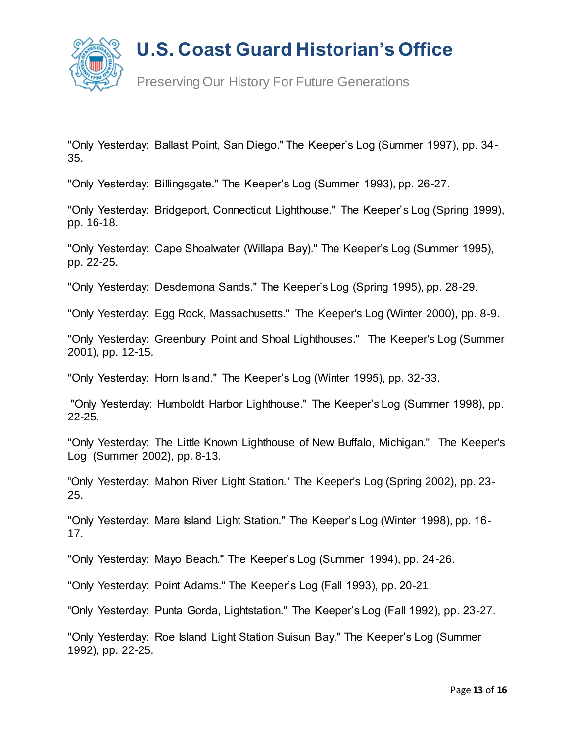"Only Yesterday: Ballast Point, San Diego." The Keeper's Log (Summer 1997), pp. 34-35.

"Only Yesterday: Billingsgate." The Keeper's Log (Summer 1993), pp. 26-27.

"Only Yesterday: Bridgeport, Connecticut Lighthouse." The Keeper's Log (Spring 1999), pp. 16-18.

"Only Yesterday: Cape Shoalwater (Willapa Bay)." The Keeper's Log (Summer 1995), pp. 22-25.

"Only Yesterday: Desdemona Sands." The Keeper's Log (Spring 1995), pp. 28-29.

"Only Yesterday: Egg Rock, Massachusetts." The Keeper's Log (Winter 2000), pp. 8-9.

"Only Yesterday: Greenbury Point and Shoal Lighthouses." The Keeper's Log (Summer 2001), pp. 12-15.

"Only Yesterday: Horn Island." The Keeper's Log (Winter 1995), pp. 32-33.

"Only Yesterday: Humboldt Harbor Lighthouse." The Keeper's Log (Summer 1998), pp. 22-25.

"Only Yesterday: The Little Known Lighthouse of New Buffalo, Michigan." The Keeper's Log (Summer 2002), pp. 8-13.

"Only Yesterday: Mahon River Light Station." The Keeper's Log (Spring 2002), pp. 23-25.

"Only Yesterday: Mare Island Light Station." The Keeper's Log (Winter 1998), pp. 16-17.

"Only Yesterday: Mayo Beach." The Keeper's Log (Summer 1994), pp. 24-26.

"Only Yesterday: Point Adams." The Keeper's Log (Fall 1993), pp. 20-21.

"Only Yesterday: Punta Gorda, Lightstation." The Keeper's Log (Fall 1992), pp. 23-27.

"Only Yesterday: Roe Island Light Station Suisun Bay." The Keeper's Log (Summer 1992), pp. 22-25.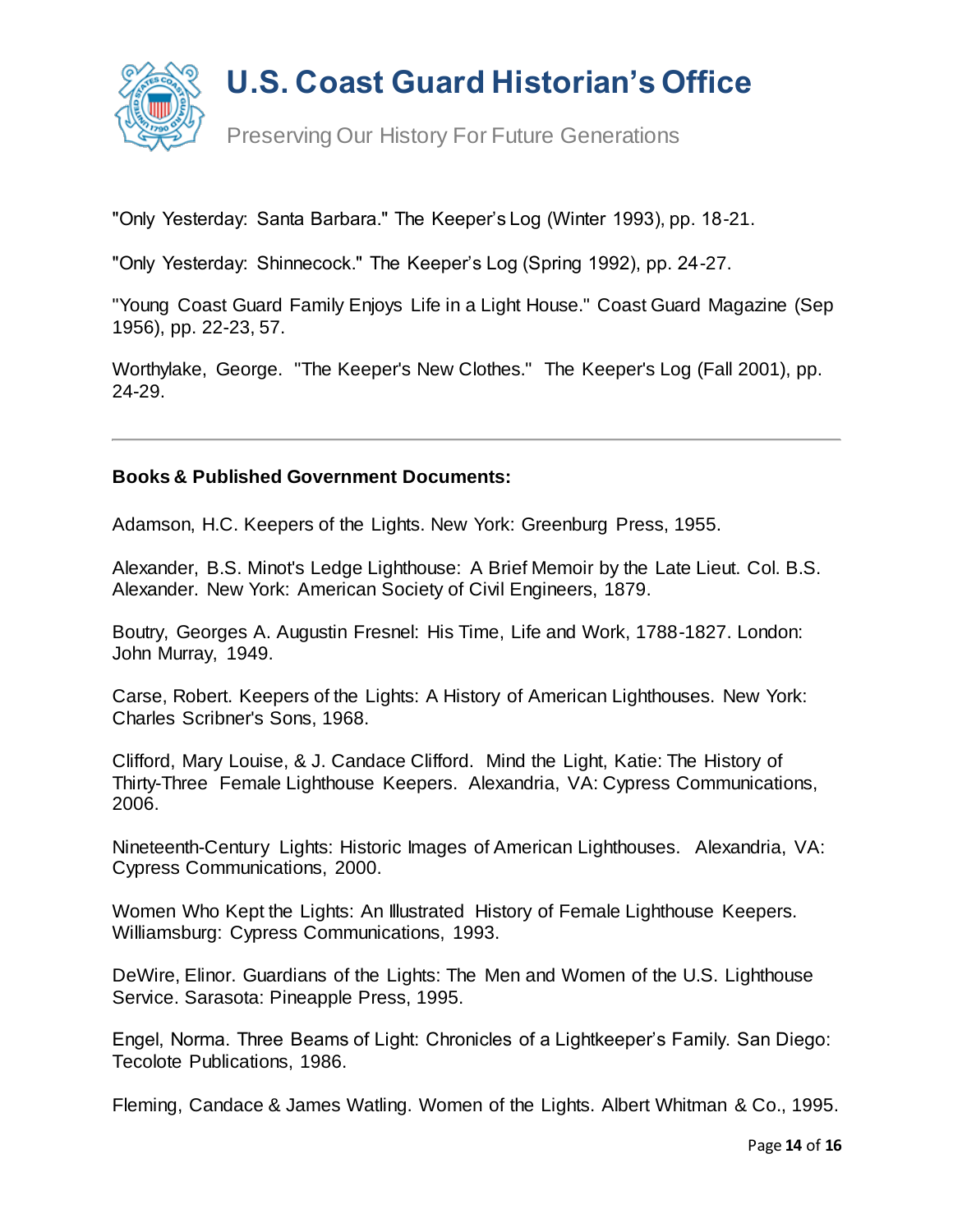"Only Yesterday: Santa Barbara." The Keeper's Log (Winter 1993), pp. 18-21.

"Only Yesterday: Shinnecock." The Keeper's Log (Spring 1992), pp. 24-27.

"Young Coast Guard Family Enjoys Life in a Light House." Coast Guard Magazine (Sep 1956), pp. 22-23, 57.

Worthylake, George. "The Keeper's New Clothes." The Keeper's Log (Fall 2001), pp. 24-29.

---

**Books & Published Government Documents:**

Adamson, H.C. Keepers of the Lights. New York: Greenburg Press, 1955.

Alexander, B.S. Minot's Ledge Lighthouse: A Brief Memoir by the Late Lieut. Col. B.S. Alexander. New York: American Society of Civil Engineers, 1879.

Boutry, Georges A. Augustin Fresnel: His Time, Life and Work, 1788-1827. London: John Murray, 1949.

Carse, Robert. Keepers of the Lights: A History of American Lighthouses. New York: Charles Scribner's Sons, 1968.

Clifford, Mary Louise, & J. Candace Clifford. Mind the Light, Katie: The History of Thirty-Three Female Lighthouse Keepers. Alexandria, VA: Cypress Communications, 2006.

Nineteenth-Century Lights: Historic Images of American Lighthouses. Alexandria, VA: Cypress Communications, 2000.

Women Who Kept the Lights: An Illustrated History of Female Lighthouse Keepers. Williamsburg: Cypress Communications, 1993.

DeWire, Elinor. Guardians of the Lights: The Men and Women of the U.S. Lighthouse Service. Sarasota: Pineapple Press, 1995.

Engel, Norma. Three Beams of Light: Chronicles of a Lightkeeper's Family. San Diego: Tecolote Publications, 1986.

Fleming, Candace & James Watling. Women of the Lights. Albert Whitman & Co., 1995.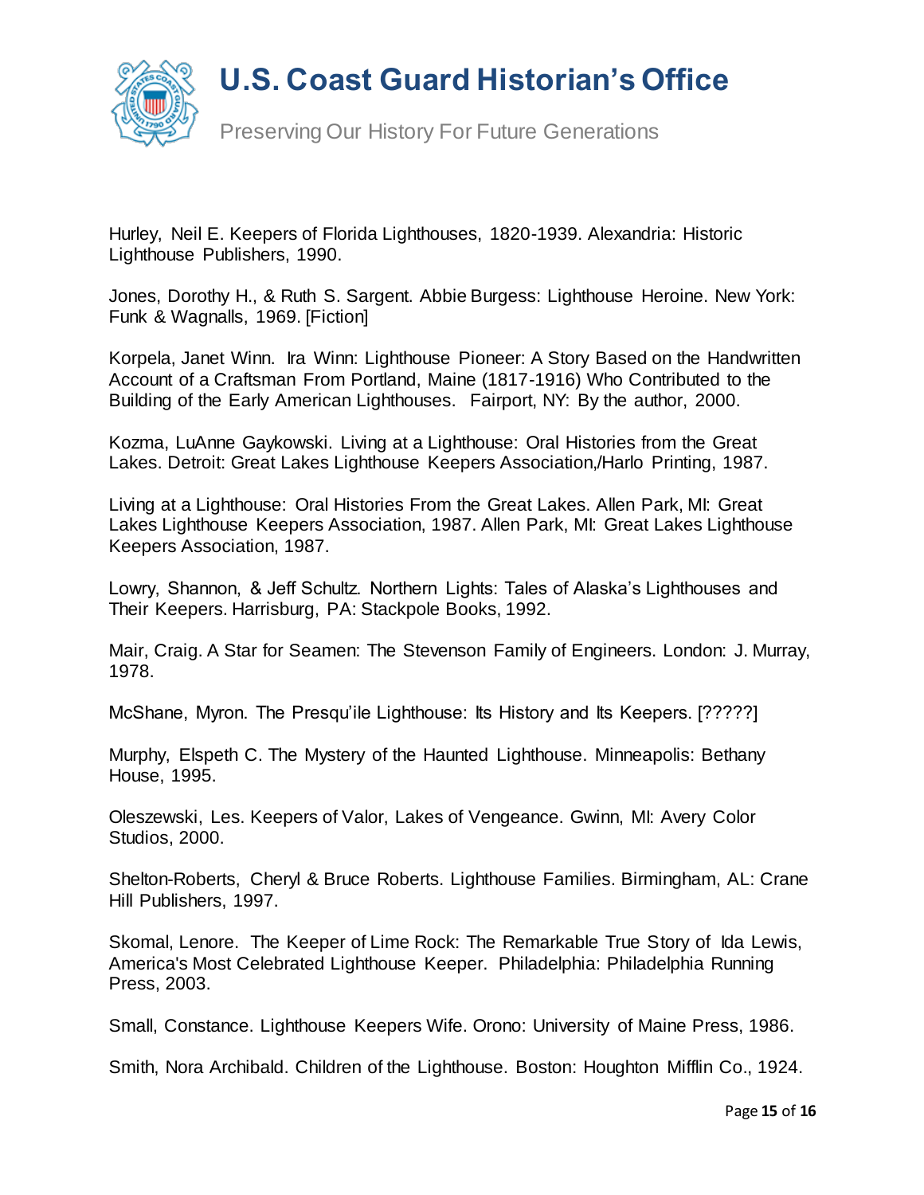Hurley, Neil E. Keepers of Florida Lighthouses, 1820-1939. Alexandria: Historic Lighthouse Publishers, 1990.

Jones, Dorothy H., & Ruth S. Sargent. Abbie Burgess: Lighthouse Heroine. New York: Funk & Wagnalls, 1969. [Fiction]

Korpela, Janet Winn. Ira Winn: Lighthouse Pioneer: A Story Based on the Handwritten Account of a Craftsman From Portland, Maine (1817-1916) Who Contributed to the Building of the Early American Lighthouses. Fairport, NY: By the author, 2000.

Kozma, LuAnne Gaykowski. Living at a Lighthouse: Oral Histories from the Great Lakes. Detroit: Great Lakes Lighthouse Keepers Association,/Harlo Printing, 1987.

Living at a Lighthouse: Oral Histories From the Great Lakes. Allen Park, MI: Great Lakes Lighthouse Keepers Association, 1987. Allen Park, MI: Great Lakes Lighthouse Keepers Association, 1987.

Lowry, Shannon, & Jeff Schultz. Northern Lights: Tales of Alaska's Lighthouses and Their Keepers. Harrisburg, PA: Stackpole Books, 1992.

Mair, Craig. A Star for Seamen: The Stevenson Family of Engineers. London: J. Murray, 1978.

McShane, Myron. The Presqu'ile Lighthouse: Its History and Its Keepers. [?????]

Murphy, Elspeth C. The Mystery of the Haunted Lighthouse. Minneapolis: Bethany House, 1995.

Oleszewski, Les. Keepers of Valor, Lakes of Vengeance. Gwinn, MI: Avery Color Studios, 2000.

Shelton-Roberts, Cheryl & Bruce Roberts. Lighthouse Families. Birmingham, AL: Crane Hill Publishers, 1997.

Skomal, Lenore. The Keeper of Lime Rock: The Remarkable True Story of Ida Lewis, America's Most Celebrated Lighthouse Keeper. Philadelphia: Philadelphia Running Press, 2003.

Small, Constance. Lighthouse Keepers Wife. Orono: University of Maine Press, 1986.

Smith, Nora Archibald. Children of the Lighthouse. Boston: Houghton Mifflin Co., 1924.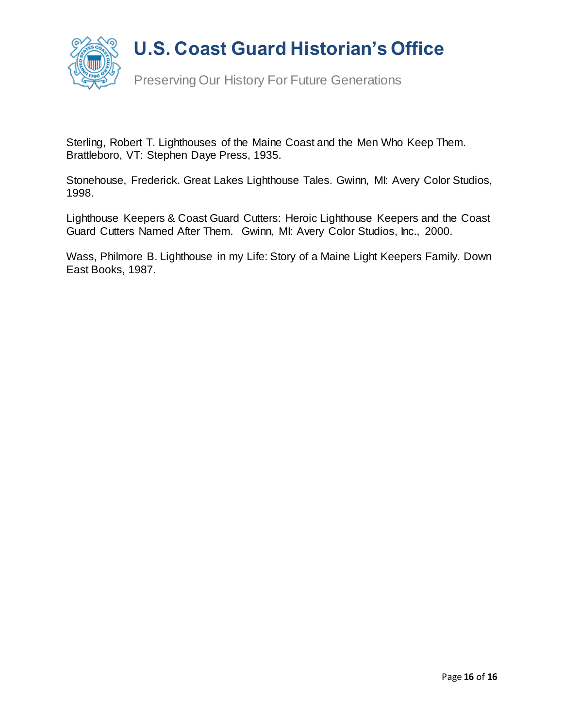Sterling, Robert T. Lighthouses of the Maine Coast and the Men Who Keep Them. Brattleboro, VT: Stephen Daye Press, 1935.

Stonehouse, Frederick. Great Lakes Lighthouse Tales. Gwinn, MI: Avery Color Studios, 1998.

Lighthouse Keepers & Coast Guard Cutters: Heroic Lighthouse Keepers and the Coast Guard Cutters Named After Them. Gwinn, MI: Avery Color Studios, Inc., 2000.

Wass, Philmore B. Lighthouse in my Life: Story of a Maine Light Keepers Family. Down East Books, 1987.